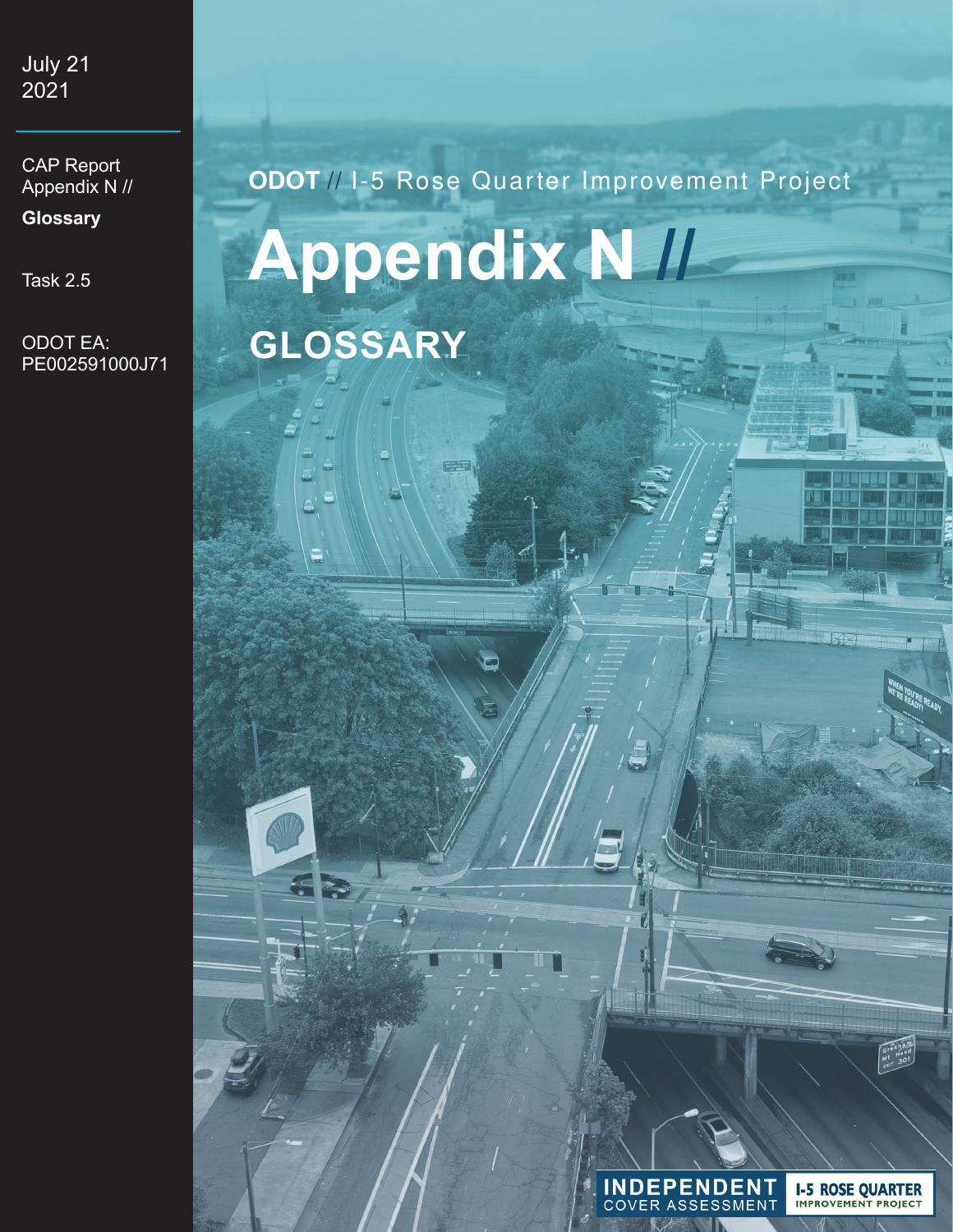July 21
2021

CAP Report
Appendix N //

**Glossary**

Task 2.5

ODOT EA:
PE002591000J71

**ODOT** // I-5 Rose Quarter Improvement Project

# Appendix N //

## GLOSSARY

INDEPENDENT COVER ASSESSMENT

I-5 ROSE QUARTER IMPROVEMENT PROJECT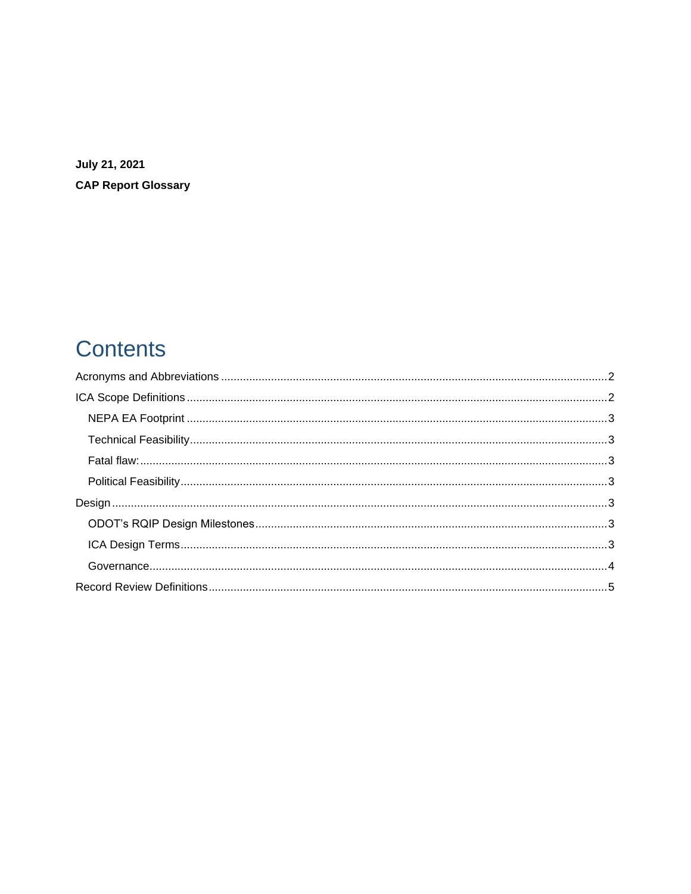**July 21, 2021**

**CAP Report Glossary**

# Contents

Acronyms and Abbreviations ........................................................................................................ 2

ICA Scope Definitions .................................................................................................................. 2

- NEPA EA Footprint ................................................................................................................. 3
- Technical Feasibility ................................................................................................................ 3
- Fatal flaw: ................................................................................................................................ 3
- Political Feasibility .................................................................................................................. 3

Design ......................................................................................................................................... 3

- ODOT's RQIP Design Milestones ........................................................................................... 3
- ICA Design Terms ................................................................................................................... 3
- Governance ............................................................................................................................. 4

Record Review Definitions ........................................................................................................... 5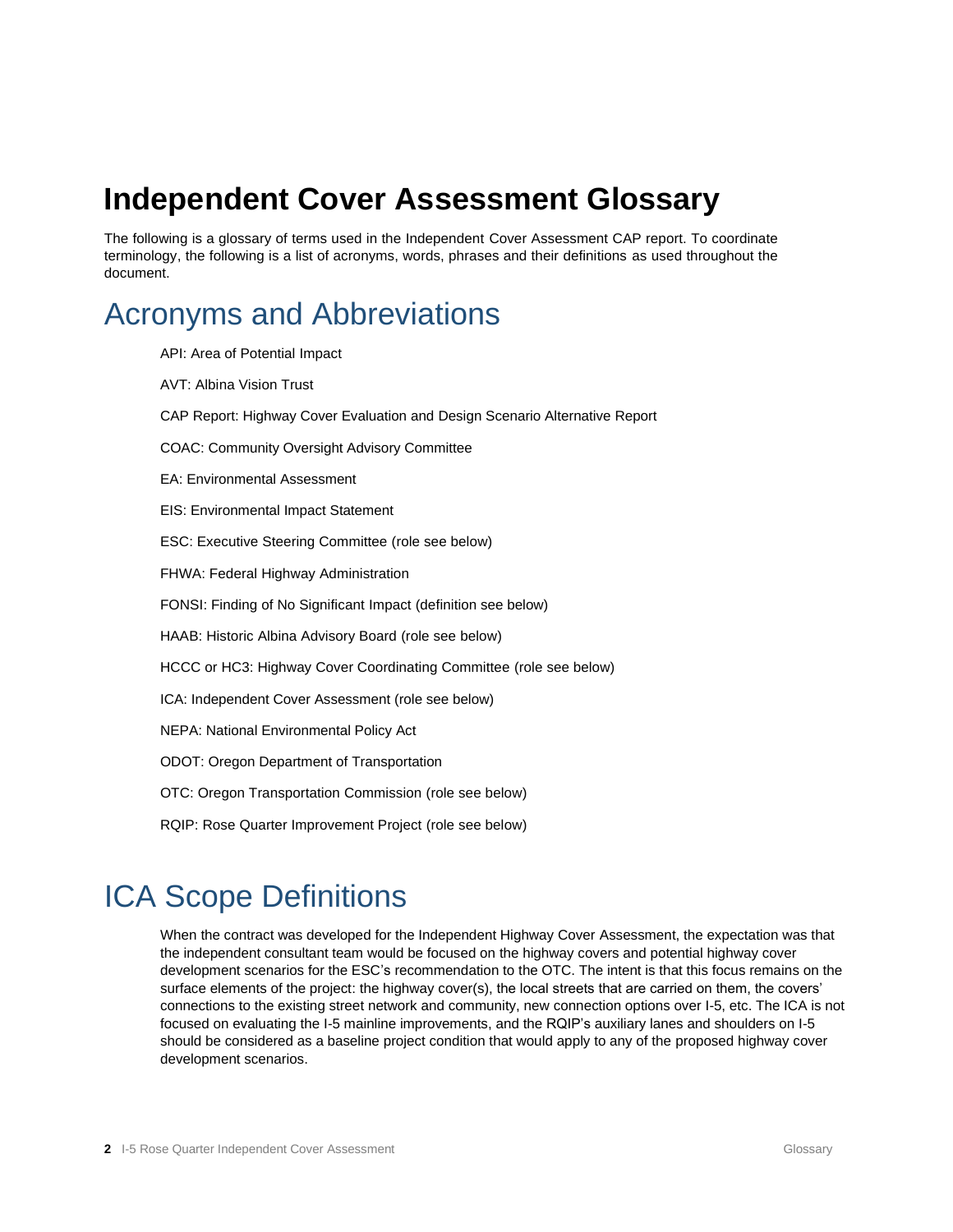# Independent Cover Assessment Glossary

The following is a glossary of terms used in the Independent Cover Assessment CAP report. To coordinate terminology, the following is a list of acronyms, words, phrases and their definitions as used throughout the document.

## Acronyms and Abbreviations

API: Area of Potential Impact

AVT: Albina Vision Trust

CAP Report: Highway Cover Evaluation and Design Scenario Alternative Report

COAC: Community Oversight Advisory Committee

EA: Environmental Assessment

EIS: Environmental Impact Statement

ESC: Executive Steering Committee (role see below)

FHWA: Federal Highway Administration

FONSI: Finding of No Significant Impact (definition see below)

HAAB: Historic Albina Advisory Board (role see below)

HCCC or HC3: Highway Cover Coordinating Committee (role see below)

ICA: Independent Cover Assessment (role see below)

NEPA: National Environmental Policy Act

ODOT: Oregon Department of Transportation

OTC: Oregon Transportation Commission (role see below)

RQIP: Rose Quarter Improvement Project (role see below)

## ICA Scope Definitions

When the contract was developed for the Independent Highway Cover Assessment, the expectation was that the independent consultant team would be focused on the highway covers and potential highway cover development scenarios for the ESC's recommendation to the OTC. The intent is that this focus remains on the surface elements of the project: the highway cover(s), the local streets that are carried on them, the covers' connections to the existing street network and community, new connection options over I-5, etc. The ICA is not focused on evaluating the I-5 mainline improvements, and the RQIP's auxiliary lanes and shoulders on I-5 should be considered as a baseline project condition that would apply to any of the proposed highway cover development scenarios.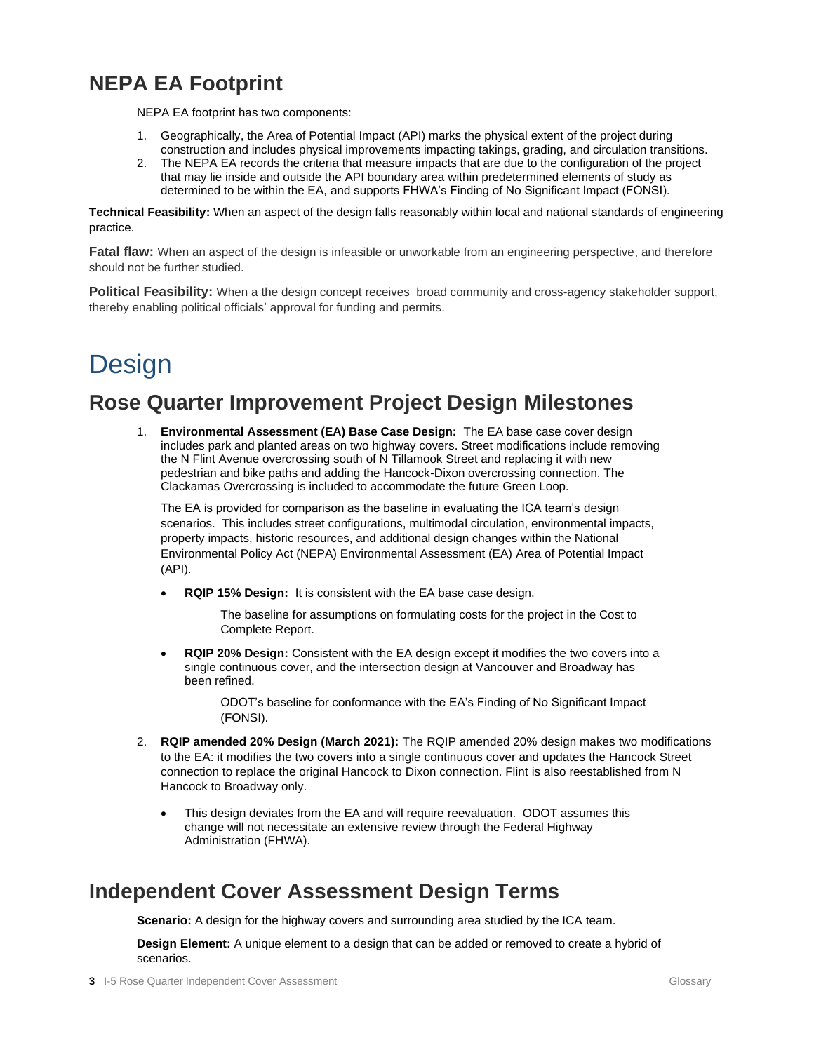## NEPA EA Footprint

NEPA EA footprint has two components:

1. Geographically, the Area of Potential Impact (API) marks the physical extent of the project during construction and includes physical improvements impacting takings, grading, and circulation transitions.
2. The NEPA EA records the criteria that measure impacts that are due to the configuration of the project that may lie inside and outside the API boundary area within predetermined elements of study as determined to be within the EA, and supports FHWA's Finding of No Significant Impact (FONSI).

**Technical Feasibility:** When an aspect of the design falls reasonably within local and national standards of engineering practice.

**Fatal flaw:** When an aspect of the design is infeasible or unworkable from an engineering perspective, and therefore should not be further studied.

**Political Feasibility:** When a the design concept receives broad community and cross-agency stakeholder support, thereby enabling political officials' approval for funding and permits.

# Design

## Rose Quarter Improvement Project Design Milestones

1. **Environmental Assessment (EA) Base Case Design:** The EA base case cover design includes park and planted areas on two highway covers. Street modifications include removing the N Flint Avenue overcrossing south of N Tillamook Street and replacing it with new pedestrian and bike paths and adding the Hancock-Dixon overcrossing connection. The Clackamas Overcrossing is included to accommodate the future Green Loop.

   The EA is provided for comparison as the baseline in evaluating the ICA team's design scenarios. This includes street configurations, multimodal circulation, environmental impacts, property impacts, historic resources, and additional design changes within the National Environmental Policy Act (NEPA) Environmental Assessment (EA) Area of Potential Impact (API).

   - **RQIP 15% Design:** It is consistent with the EA base case design.

     The baseline for assumptions on formulating costs for the project in the Cost to Complete Report.

   - **RQIP 20% Design:** Consistent with the EA design except it modifies the two covers into a single continuous cover, and the intersection design at Vancouver and Broadway has been refined.

     ODOT's baseline for conformance with the EA's Finding of No Significant Impact (FONSI).

2. **RQIP amended 20% Design (March 2021):** The RQIP amended 20% design makes two modifications to the EA: it modifies the two covers into a single continuous cover and updates the Hancock Street connection to replace the original Hancock to Dixon connection. Flint is also reestablished from N Hancock to Broadway only.

   - This design deviates from the EA and will require reevaluation. ODOT assumes this change will not necessitate an extensive review through the Federal Highway Administration (FHWA).

## Independent Cover Assessment Design Terms

**Scenario:** A design for the highway covers and surrounding area studied by the ICA team.

**Design Element:** A unique element to a design that can be added or removed to create a hybrid of scenarios.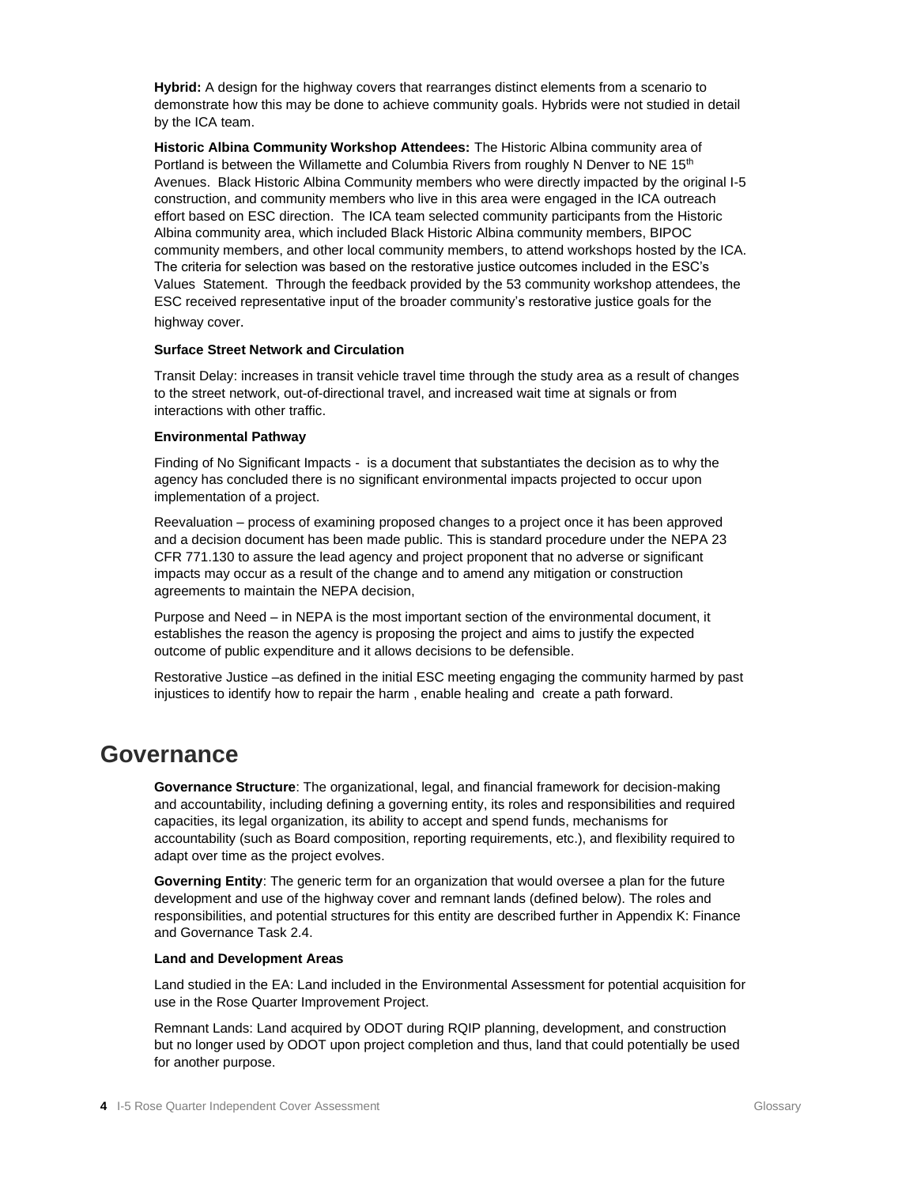**Hybrid:** A design for the highway covers that rearranges distinct elements from a scenario to demonstrate how this may be done to achieve community goals. Hybrids were not studied in detail by the ICA team.

**Historic Albina Community Workshop Attendees:** The Historic Albina community area of Portland is between the Willamette and Columbia Rivers from roughly N Denver to NE 15th Avenues. Black Historic Albina Community members who were directly impacted by the original I-5 construction, and community members who live in this area were engaged in the ICA outreach effort based on ESC direction. The ICA team selected community participants from the Historic Albina community area, which included Black Historic Albina community members, BIPOC community members, and other local community members, to attend workshops hosted by the ICA. The criteria for selection was based on the restorative justice outcomes included in the ESC's Values Statement. Through the feedback provided by the 53 community workshop attendees, the ESC received representative input of the broader community's restorative justice goals for the highway cover.

**Surface Street Network and Circulation**

Transit Delay: increases in transit vehicle travel time through the study area as a result of changes to the street network, out-of-directional travel, and increased wait time at signals or from interactions with other traffic.

**Environmental Pathway**

Finding of No Significant Impacts - is a document that substantiates the decision as to why the agency has concluded there is no significant environmental impacts projected to occur upon implementation of a project.

Reevaluation – process of examining proposed changes to a project once it has been approved and a decision document has been made public. This is standard procedure under the NEPA 23 CFR 771.130 to assure the lead agency and project proponent that no adverse or significant impacts may occur as a result of the change and to amend any mitigation or construction agreements to maintain the NEPA decision,

Purpose and Need – in NEPA is the most important section of the environmental document, it establishes the reason the agency is proposing the project and aims to justify the expected outcome of public expenditure and it allows decisions to be defensible.

Restorative Justice –as defined in the initial ESC meeting engaging the community harmed by past injustices to identify how to repair the harm , enable healing and create a path forward.

# Governance

**Governance Structure**: The organizational, legal, and financial framework for decision-making and accountability, including defining a governing entity, its roles and responsibilities and required capacities, its legal organization, its ability to accept and spend funds, mechanisms for accountability (such as Board composition, reporting requirements, etc.), and flexibility required to adapt over time as the project evolves.

**Governing Entity**: The generic term for an organization that would oversee a plan for the future development and use of the highway cover and remnant lands (defined below). The roles and responsibilities, and potential structures for this entity are described further in Appendix K: Finance and Governance Task 2.4.

**Land and Development Areas**

Land studied in the EA: Land included in the Environmental Assessment for potential acquisition for use in the Rose Quarter Improvement Project.

Remnant Lands: Land acquired by ODOT during RQIP planning, development, and construction but no longer used by ODOT upon project completion and thus, land that could potentially be used for another purpose.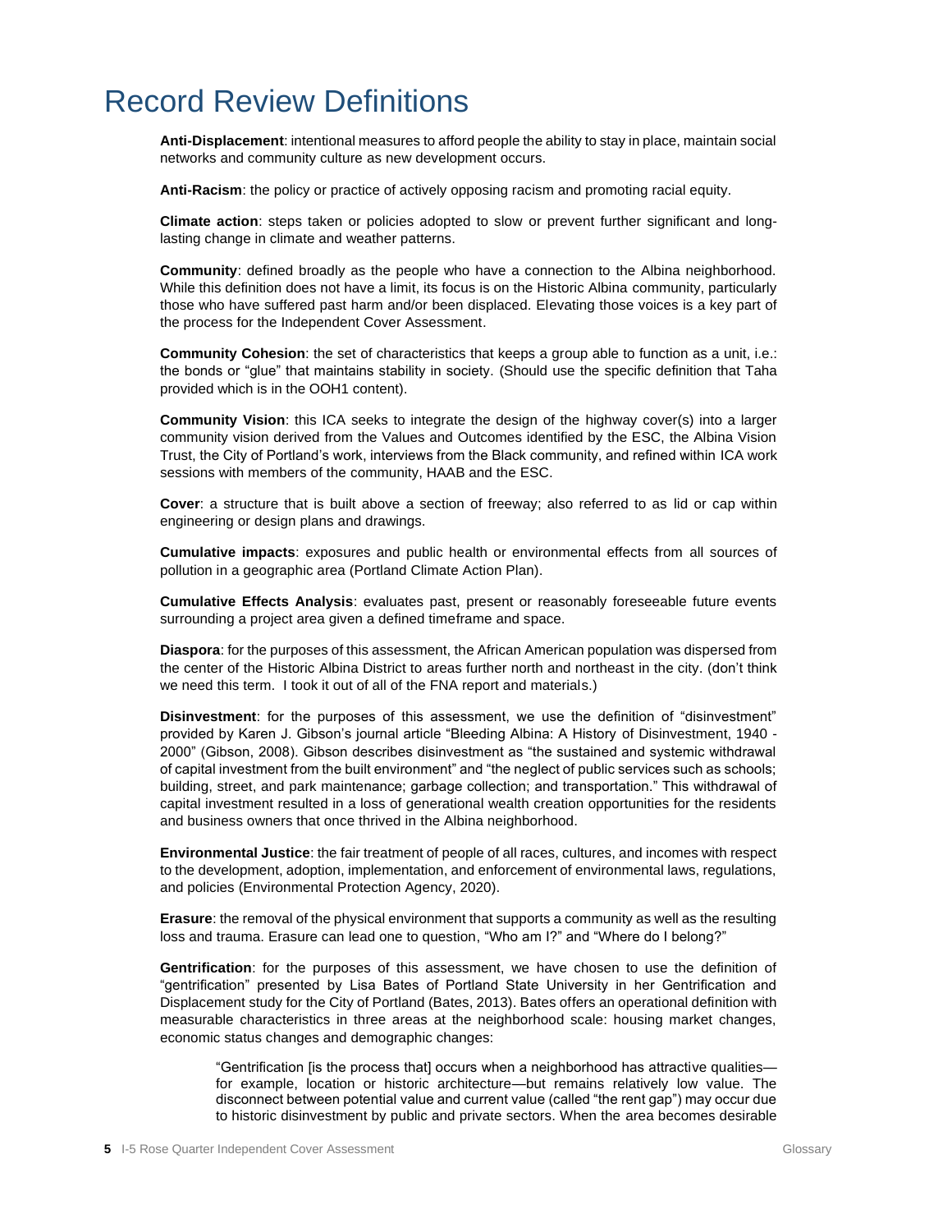# Record Review Definitions

**Anti-Displacement**: intentional measures to afford people the ability to stay in place, maintain social networks and community culture as new development occurs.

**Anti-Racism**: the policy or practice of actively opposing racism and promoting racial equity.

**Climate action**: steps taken or policies adopted to slow or prevent further significant and long-lasting change in climate and weather patterns.

**Community**: defined broadly as the people who have a connection to the Albina neighborhood. While this definition does not have a limit, its focus is on the Historic Albina community, particularly those who have suffered past harm and/or been displaced. Elevating those voices is a key part of the process for the Independent Cover Assessment.

**Community Cohesion**: the set of characteristics that keeps a group able to function as a unit, i.e.: the bonds or "glue" that maintains stability in society. (Should use the specific definition that Taha provided which is in the OOH1 content).

**Community Vision**: this ICA seeks to integrate the design of the highway cover(s) into a larger community vision derived from the Values and Outcomes identified by the ESC, the Albina Vision Trust, the City of Portland's work, interviews from the Black community, and refined within ICA work sessions with members of the community, HAAB and the ESC.

**Cover**: a structure that is built above a section of freeway; also referred to as lid or cap within engineering or design plans and drawings.

**Cumulative impacts**: exposures and public health or environmental effects from all sources of pollution in a geographic area (Portland Climate Action Plan).

**Cumulative Effects Analysis**: evaluates past, present or reasonably foreseeable future events surrounding a project area given a defined timeframe and space.

**Diaspora**: for the purposes of this assessment, the African American population was dispersed from the center of the Historic Albina District to areas further north and northeast in the city. (don't think we need this term. I took it out of all of the FNA report and materials.)

**Disinvestment**: for the purposes of this assessment, we use the definition of "disinvestment" provided by Karen J. Gibson's journal article "Bleeding Albina: A History of Disinvestment, 1940 - 2000" (Gibson, 2008). Gibson describes disinvestment as "the sustained and systemic withdrawal of capital investment from the built environment" and "the neglect of public services such as schools; building, street, and park maintenance; garbage collection; and transportation." This withdrawal of capital investment resulted in a loss of generational wealth creation opportunities for the residents and business owners that once thrived in the Albina neighborhood.

**Environmental Justice**: the fair treatment of people of all races, cultures, and incomes with respect to the development, adoption, implementation, and enforcement of environmental laws, regulations, and policies (Environmental Protection Agency, 2020).

**Erasure**: the removal of the physical environment that supports a community as well as the resulting loss and trauma. Erasure can lead one to question, "Who am I?" and "Where do I belong?"

**Gentrification**: for the purposes of this assessment, we have chosen to use the definition of "gentrification" presented by Lisa Bates of Portland State University in her Gentrification and Displacement study for the City of Portland (Bates, 2013). Bates offers an operational definition with measurable characteristics in three areas at the neighborhood scale: housing market changes, economic status changes and demographic changes:

> "Gentrification [is the process that] occurs when a neighborhood has attractive qualities—for example, location or historic architecture—but remains relatively low value. The disconnect between potential value and current value (called "the rent gap") may occur due to historic disinvestment by public and private sectors. When the area becomes desirable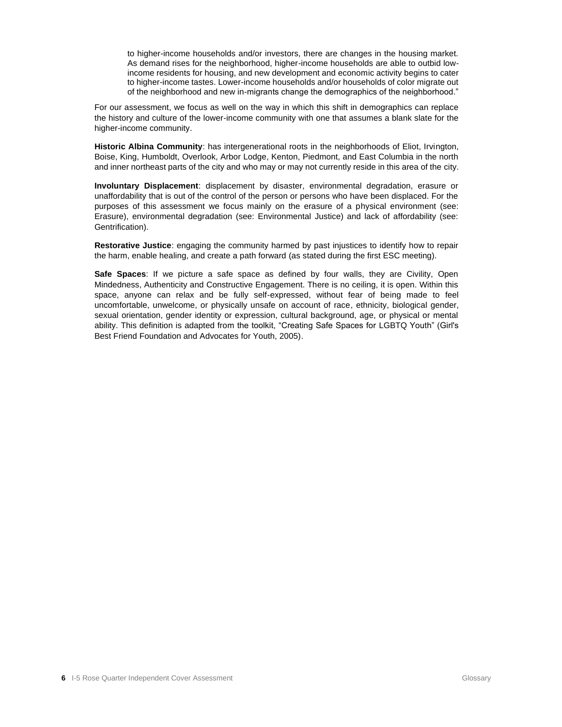> to higher-income households and/or investors, there are changes in the housing market. As demand rises for the neighborhood, higher-income households are able to outbid low-income residents for housing, and new development and economic activity begins to cater to higher-income tastes. Lower-income households and/or households of color migrate out of the neighborhood and new in-migrants change the demographics of the neighborhood."

For our assessment, we focus as well on the way in which this shift in demographics can replace the history and culture of the lower-income community with one that assumes a blank slate for the higher-income community.

**Historic Albina Community**: has intergenerational roots in the neighborhoods of Eliot, Irvington, Boise, King, Humboldt, Overlook, Arbor Lodge, Kenton, Piedmont, and East Columbia in the north and inner northeast parts of the city and who may or may not currently reside in this area of the city.

**Involuntary Displacement**: displacement by disaster, environmental degradation, erasure or unaffordability that is out of the control of the person or persons who have been displaced. For the purposes of this assessment we focus mainly on the erasure of a physical environment (see: Erasure), environmental degradation (see: Environmental Justice) and lack of affordability (see: Gentrification).

**Restorative Justice**: engaging the community harmed by past injustices to identify how to repair the harm, enable healing, and create a path forward (as stated during the first ESC meeting).

**Safe Spaces**: If we picture a safe space as defined by four walls, they are Civility, Open Mindedness, Authenticity and Constructive Engagement. There is no ceiling, it is open. Within this space, anyone can relax and be fully self-expressed, without fear of being made to feel uncomfortable, unwelcome, or physically unsafe on account of race, ethnicity, biological gender, sexual orientation, gender identity or expression, cultural background, age, or physical or mental ability. This definition is adapted from the toolkit, "Creating Safe Spaces for LGBTQ Youth" (Girl's Best Friend Foundation and Advocates for Youth, 2005).